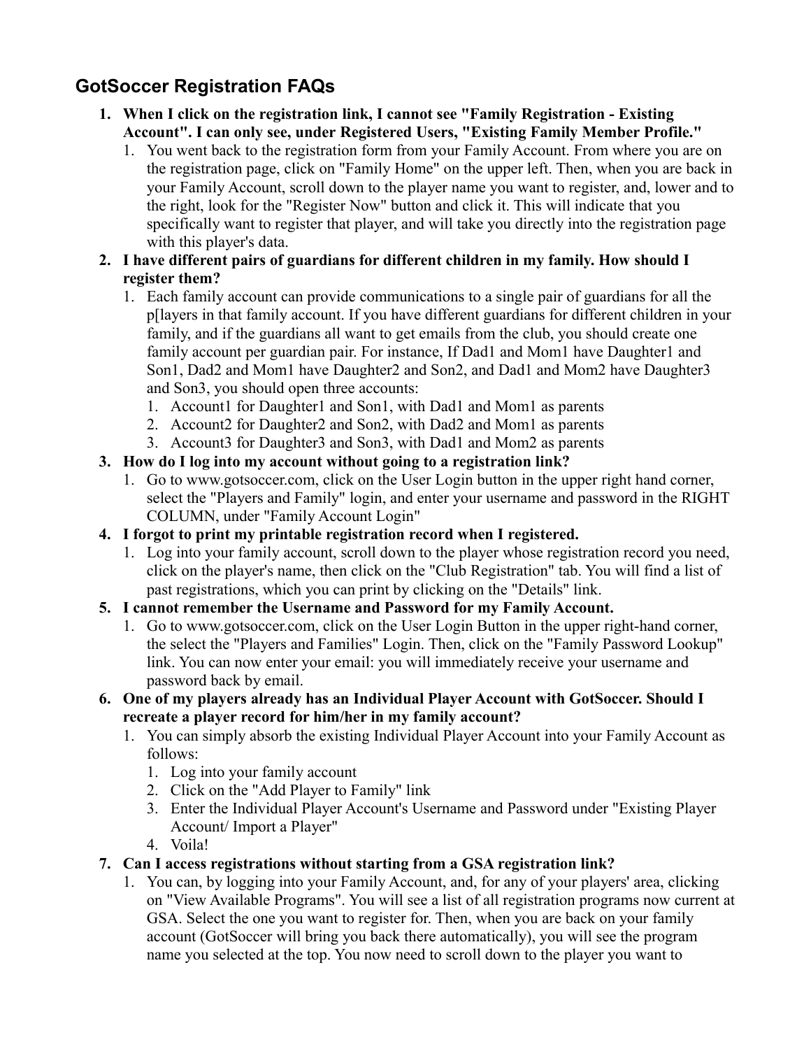## GotSoccer Registration FAQs

1. **When I click on the registration link, I cannot see "Family Registration - Existing Account". I can only see, under Registered Users, "Existing Family Member Profile."**
   1. You went back to the registration form from your Family Account. From where you are on the registration page, click on "Family Home" on the upper left. Then, when you are back in your Family Account, scroll down to the player name you want to register, and, lower and to the right, look for the "Register Now" button and click it. This will indicate that you specifically want to register that player, and will take you directly into the registration page with this player's data.
2. **I have different pairs of guardians for different children in my family. How should I register them?**
   1. Each family account can provide communications to a single pair of guardians for all the p[layers in that family account. If you have different guardians for different children in your family, and if the guardians all want to get emails from the club, you should create one family account per guardian pair. For instance, If Dad1 and Mom1 have Daughter1 and Son1, Dad2 and Mom1 have Daughter2 and Son2, and Dad1 and Mom2 have Daughter3 and Son3, you should open three accounts:
      1. Account1 for Daughter1 and Son1, with Dad1 and Mom1 as parents
      2. Account2 for Daughter2 and Son2, with Dad2 and Mom1 as parents
      3. Account3 for Daughter3 and Son3, with Dad1 and Mom2 as parents
3. **How do I log into my account without going to a registration link?**
   1. Go to www.gotsoccer.com, click on the User Login button in the upper right hand corner, select the "Players and Family" login, and enter your username and password in the RIGHT COLUMN, under "Family Account Login"
4. **I forgot to print my printable registration record when I registered.**
   1. Log into your family account, scroll down to the player whose registration record you need, click on the player's name, then click on the "Club Registration" tab. You will find a list of past registrations, which you can print by clicking on the "Details" link.
5. **I cannot remember the Username and Password for my Family Account.**
   1. Go to www.gotsoccer.com, click on the User Login Button in the upper right-hand corner, the select the "Players and Families" Login. Then, click on the "Family Password Lookup" link. You can now enter your email: you will immediately receive your username and password back by email.
6. **One of my players already has an Individual Player Account with GotSoccer. Should I recreate a player record for him/her in my family account?**
   1. You can simply absorb the existing Individual Player Account into your Family Account as follows:
      1. Log into your family account
      2. Click on the "Add Player to Family" link
      3. Enter the Individual Player Account's Username and Password under "Existing Player Account/ Import a Player"
      4. Voila!
7. **Can I access registrations without starting from a GSA registration link?**
   1. You can, by logging into your Family Account, and, for any of your players' area, clicking on "View Available Programs". You will see a list of all registration programs now current at GSA. Select the one you want to register for. Then, when you are back on your family account (GotSoccer will bring you back there automatically), you will see the program name you selected at the top. You now need to scroll down to the player you want to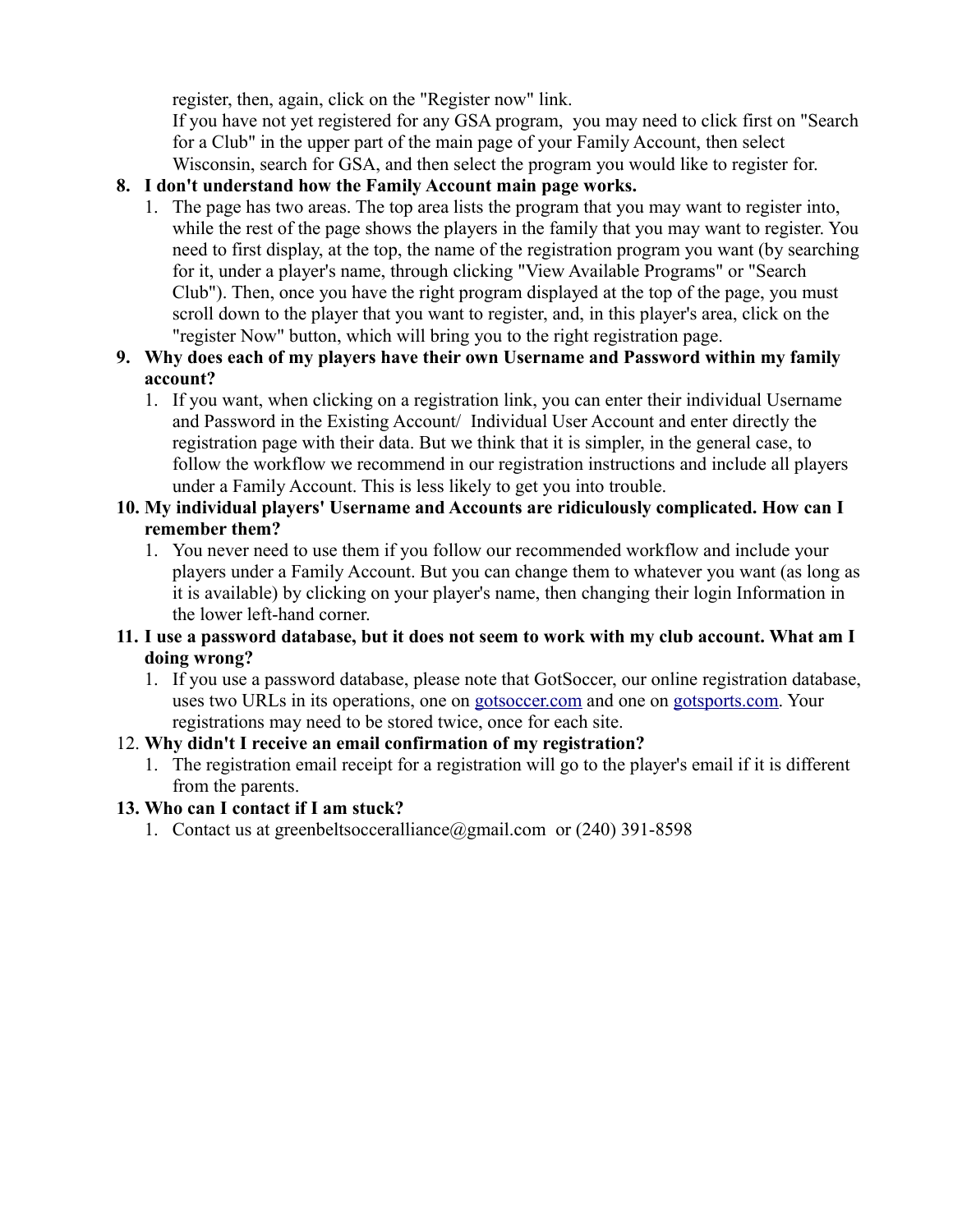register, then, again, click on the "Register now" link.
If you have not yet registered for any GSA program, you may need to click first on "Search for a Club" in the upper part of the main page of your Family Account, then select Wisconsin, search for GSA, and then select the program you would like to register for.

8. **I don't understand how the Family Account main page works.**
   1. The page has two areas. The top area lists the program that you may want to register into, while the rest of the page shows the players in the family that you may want to register. You need to first display, at the top, the name of the registration program you want (by searching for it, under a player's name, through clicking "View Available Programs" or "Search Club"). Then, once you have the right program displayed at the top of the page, you must scroll down to the player that you want to register, and, in this player's area, click on the "register Now" button, which will bring you to the right registration page.
9. **Why does each of my players have their own Username and Password within my family account?**
   1. If you want, when clicking on a registration link, you can enter their individual Username and Password in the Existing Account/ Individual User Account and enter directly the registration page with their data. But we think that it is simpler, in the general case, to follow the workflow we recommend in our registration instructions and include all players under a Family Account. This is less likely to get you into trouble.
10. **My individual players' Username and Accounts are ridiculously complicated. How can I remember them?**
    1. You never need to use them if you follow our recommended workflow and include your players under a Family Account. But you can change them to whatever you want (as long as it is available) by clicking on your player's name, then changing their login Information in the lower left-hand corner.
11. **I use a password database, but it does not seem to work with my club account. What am I doing wrong?**
    1. If you use a password database, please note that GotSoccer, our online registration database, uses two URLs in its operations, one on gotsoccer.com and one on gotsports.com. Your registrations may need to be stored twice, once for each site.
12. **Why didn't I receive an email confirmation of my registration?**
    1. The registration email receipt for a registration will go to the player's email if it is different from the parents.
13. **Who can I contact if I am stuck?**
    1. Contact us at greenbeltsocceralliance@gmail.com or (240) 391-8598